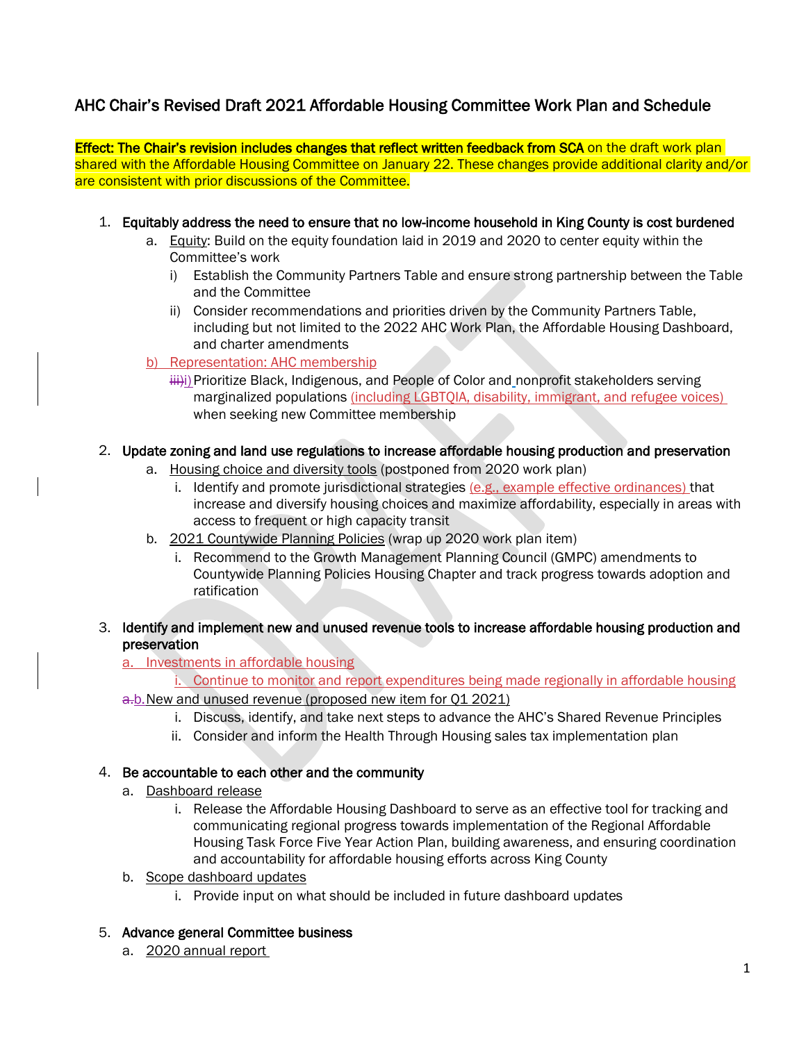## AHC Chair's Revised Draft 2021 Affordable Housing Committee Work Plan and Schedule

**Effect: The Chair's revision includes changes that reflect written feedback from SCA** on the draft work plan shared with the Affordable Housing Committee on January 22. These changes provide additional clarity and/or are consistent with prior discussions of the Committee.

1. **Equitably address the need to ensure that no low-income household in King County is cost burdened**
   a. Equity: Build on the equity foundation laid in 2019 and 2020 to center equity within the Committee's work
      i) Establish the Community Partners Table and ensure strong partnership between the Table and the Committee
      ii) Consider recommendations and priorities driven by the Community Partners Table, including but not limited to the 2022 AHC Work Plan, the Affordable Housing Dashboard, and charter amendments
   b) Representation: AHC membership
      ~~iii)~~i) Prioritize Black, Indigenous, and People of Color and nonprofit stakeholders serving marginalized populations (including LGBTQIA, disability, immigrant, and refugee voices) when seeking new Committee membership

2. **Update zoning and land use regulations to increase affordable housing production and preservation**
   a. Housing choice and diversity tools (postponed from 2020 work plan)
      i. Identify and promote jurisdictional strategies (e.g., example effective ordinances) that increase and diversify housing choices and maximize affordability, especially in areas with access to frequent or high capacity transit
   b. 2021 Countywide Planning Policies (wrap up 2020 work plan item)
      i. Recommend to the Growth Management Planning Council (GMPC) amendments to Countywide Planning Policies Housing Chapter and track progress towards adoption and ratification

3. **Identify and implement new and unused revenue tools to increase affordable housing production and preservation**
   a. Investments in affordable housing
      i. Continue to monitor and report expenditures being made regionally in affordable housing
   ~~a.~~b. New and unused revenue (proposed new item for Q1 2021)
      i. Discuss, identify, and take next steps to advance the AHC's Shared Revenue Principles
      ii. Consider and inform the Health Through Housing sales tax implementation plan

4. **Be accountable to each other and the community**
   a. Dashboard release
      i. Release the Affordable Housing Dashboard to serve as an effective tool for tracking and communicating regional progress towards implementation of the Regional Affordable Housing Task Force Five Year Action Plan, building awareness, and ensuring coordination and accountability for affordable housing efforts across King County
   b. Scope dashboard updates
      i. Provide input on what should be included in future dashboard updates

5. **Advance general Committee business**
   a. 2020 annual report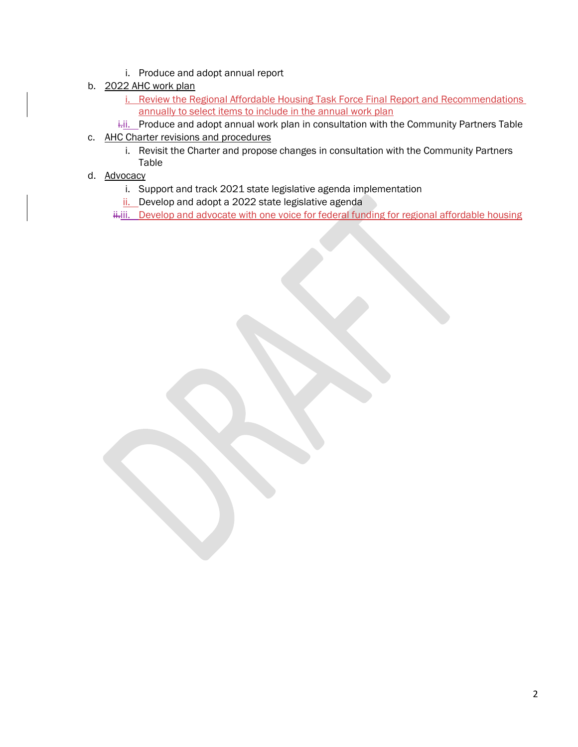i. Produce and adopt annual report

b. 2022 AHC work plan
   i. Review the Regional Affordable Housing Task Force Final Report and Recommendations annually to select items to include in the annual work plan
   ii. Produce and adopt annual work plan in consultation with the Community Partners Table

c. AHC Charter revisions and procedures
   i. Revisit the Charter and propose changes in consultation with the Community Partners Table

d. Advocacy
   i. Support and track 2021 state legislative agenda implementation
   ii. Develop and adopt a 2022 state legislative agenda
   iii. Develop and advocate with one voice for federal funding for regional affordable housing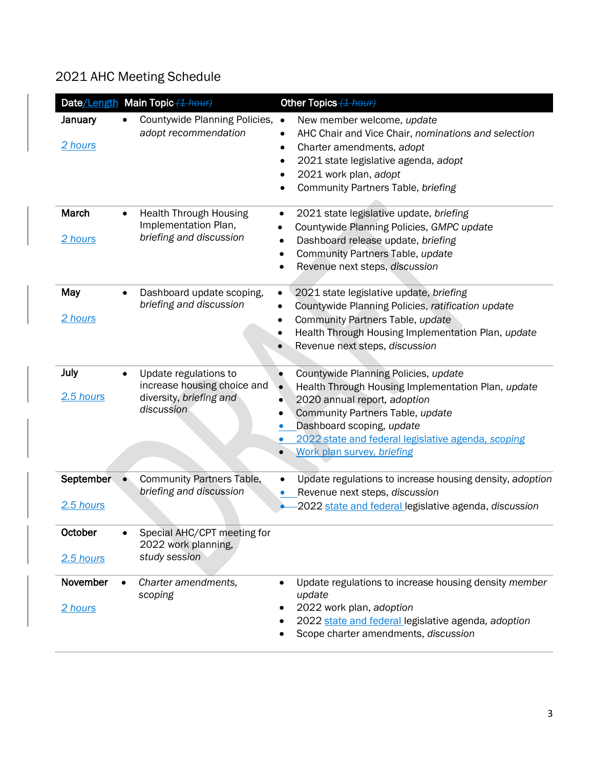## 2021 AHC Meeting Schedule

| Date/Length | Main Topic ~~(1 hour)~~ | Other Topics ~~(1 hour)~~ |
|---|---|---|
| **January**<br><br>*2 hours* | • Countywide Planning Policies, *adopt recommendation* | • New member welcome, *update*<br>• AHC Chair and Vice Chair, *nominations and selection*<br>• Charter amendments, *adopt*<br>• 2021 state legislative agenda, *adopt*<br>• 2021 work plan, *adopt*<br>• Community Partners Table, *briefing* |
| **March**<br><br>*2 hours* | • Health Through Housing Implementation Plan, *briefing and discussion* | • 2021 state legislative update, *briefing*<br>• Countywide Planning Policies, *GMPC update*<br>• Dashboard release update, *briefing*<br>• Community Partners Table, *update*<br>• Revenue next steps, *discussion* |
| **May**<br><br>*2 hours* | • Dashboard update scoping, *briefing and discussion* | • 2021 state legislative update, *briefing*<br>• Countywide Planning Policies, *ratification update*<br>• Community Partners Table, *update*<br>• Health Through Housing Implementation Plan, *update*<br>• Revenue next steps, *discussion* |
| **July**<br><br>*2.5 hours* | • Update regulations to increase housing choice and diversity, *briefing and discussion* | • Countywide Planning Policies, *update*<br>• Health Through Housing Implementation Plan, *update*<br>• 2020 annual report, *adoption*<br>• Community Partners Table, *update*<br>• Dashboard scoping, *update*<br>• 2022 state and federal legislative agenda, *scoping*<br>• Work plan survey, *briefing* |
| **September**<br><br>*2.5 hours* | • Community Partners Table, *briefing and discussion* | • Update regulations to increase housing density, *adoption*<br>• Revenue next steps, *discussion*<br>• 2022 state and federal legislative agenda, *discussion* |
| **October**<br><br>*2.5 hours* | • Special AHC/CPT meeting for 2022 work planning, *study session* | |
| **November**<br><br>*2 hours* | • *Charter amendments, scoping* | • Update regulations to increase housing density *member update*<br>• 2022 work plan, *adoption*<br>• 2022 state and federal legislative agenda, *adoption*<br>• Scope charter amendments, *discussion* |